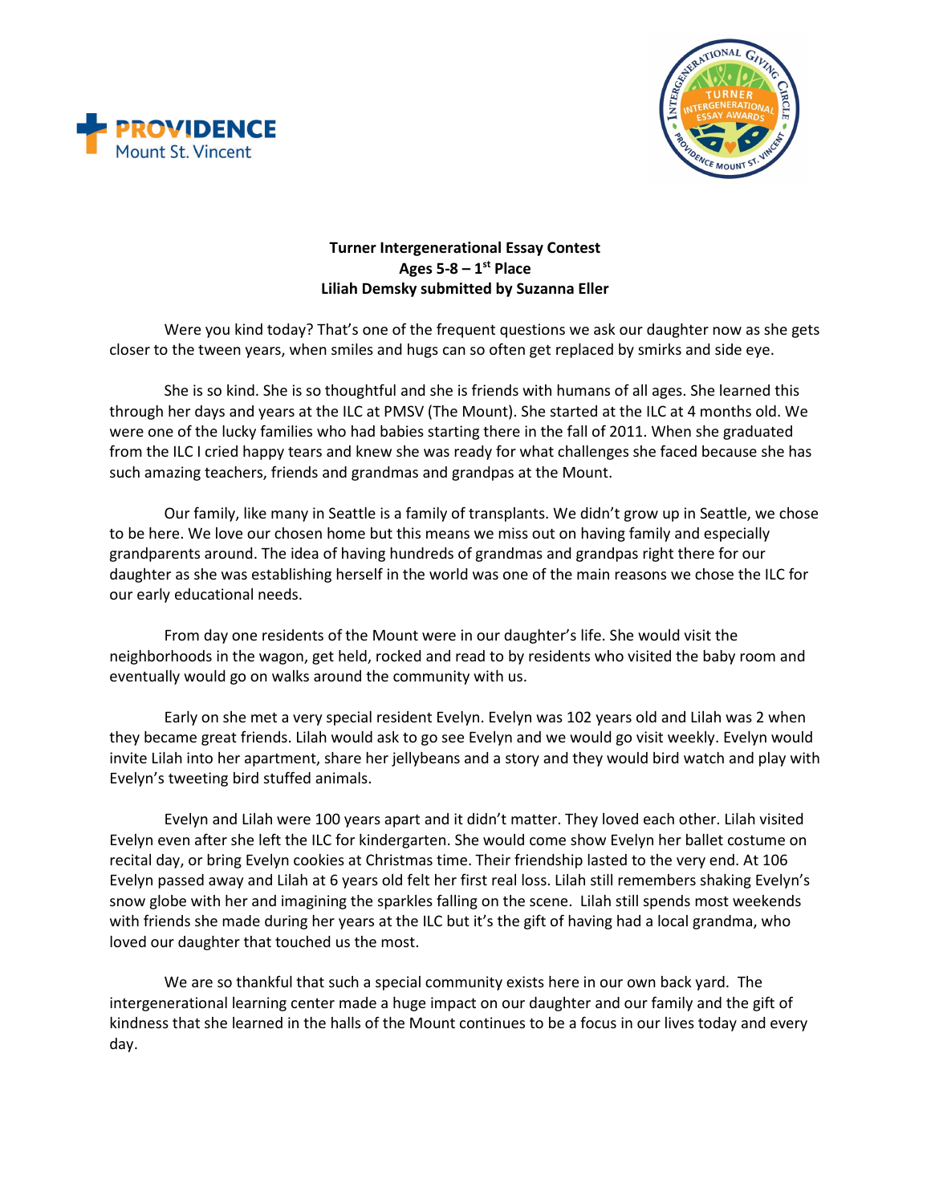**Turner Intergenerational Essay Contest**
**Ages 5-8 – 1st Place**
**Liliah Demsky submitted by Suzanna Eller**

Were you kind today? That's one of the frequent questions we ask our daughter now as she gets closer to the tween years, when smiles and hugs can so often get replaced by smirks and side eye.

She is so kind. She is so thoughtful and she is friends with humans of all ages. She learned this through her days and years at the ILC at PMSV (The Mount). She started at the ILC at 4 months old. We were one of the lucky families who had babies starting there in the fall of 2011. When she graduated from the ILC I cried happy tears and knew she was ready for what challenges she faced because she has such amazing teachers, friends and grandmas and grandpas at the Mount.

Our family, like many in Seattle is a family of transplants. We didn't grow up in Seattle, we chose to be here. We love our chosen home but this means we miss out on having family and especially grandparents around. The idea of having hundreds of grandmas and grandpas right there for our daughter as she was establishing herself in the world was one of the main reasons we chose the ILC for our early educational needs.

From day one residents of the Mount were in our daughter's life. She would visit the neighborhoods in the wagon, get held, rocked and read to by residents who visited the baby room and eventually would go on walks around the community with us.

Early on she met a very special resident Evelyn. Evelyn was 102 years old and Lilah was 2 when they became great friends. Lilah would ask to go see Evelyn and we would go visit weekly. Evelyn would invite Lilah into her apartment, share her jellybeans and a story and they would bird watch and play with Evelyn's tweeting bird stuffed animals.

Evelyn and Lilah were 100 years apart and it didn't matter. They loved each other. Lilah visited Evelyn even after she left the ILC for kindergarten. She would come show Evelyn her ballet costume on recital day, or bring Evelyn cookies at Christmas time. Their friendship lasted to the very end. At 106 Evelyn passed away and Lilah at 6 years old felt her first real loss. Lilah still remembers shaking Evelyn's snow globe with her and imagining the sparkles falling on the scene. Lilah still spends most weekends with friends she made during her years at the ILC but it's the gift of having had a local grandma, who loved our daughter that touched us the most.

We are so thankful that such a special community exists here in our own back yard. The intergenerational learning center made a huge impact on our daughter and our family and the gift of kindness that she learned in the halls of the Mount continues to be a focus in our lives today and every day.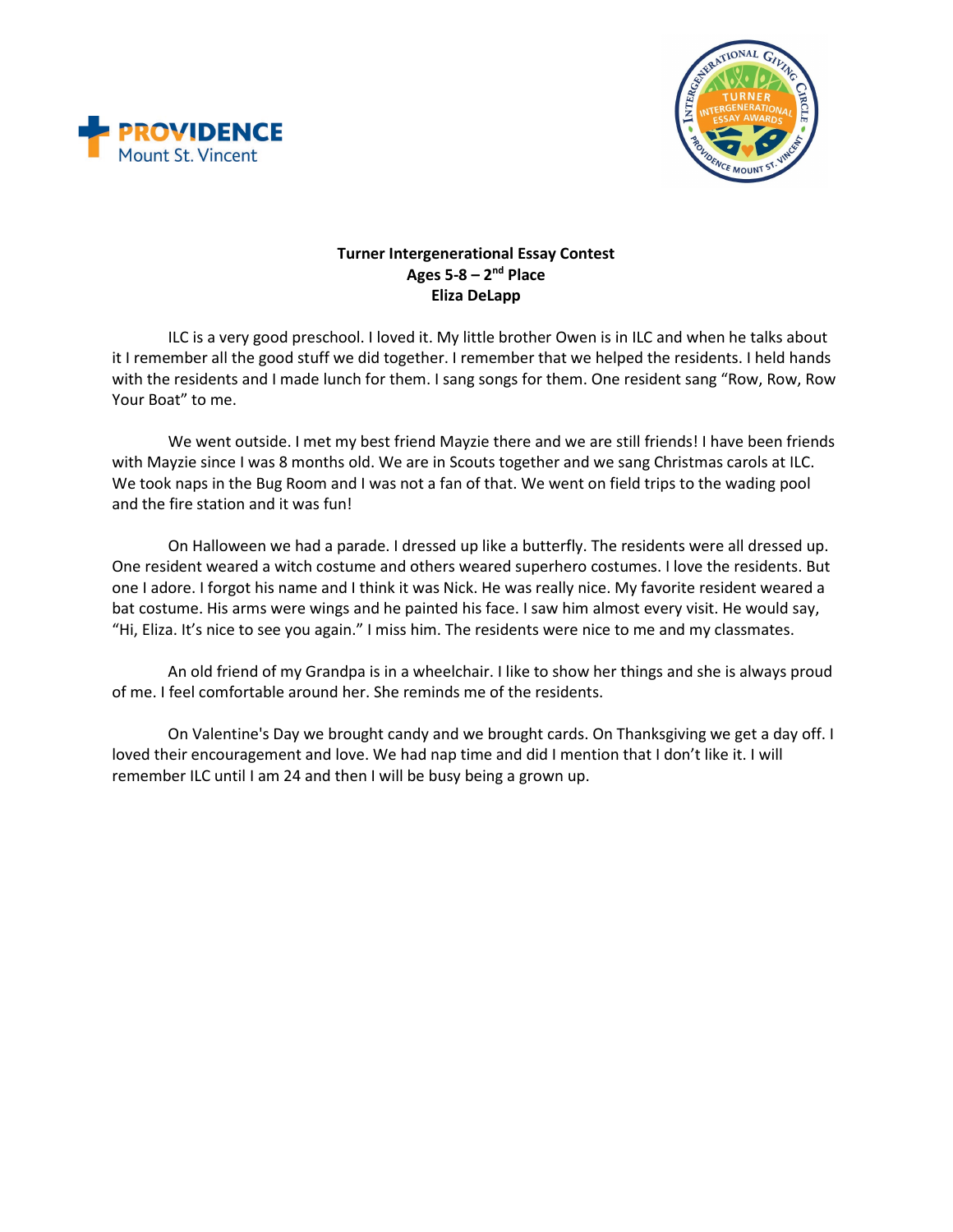**Turner Intergenerational Essay Contest**
**Ages 5-8 – 2nd Place**
**Eliza DeLapp**

ILC is a very good preschool. I loved it. My little brother Owen is in ILC and when he talks about it I remember all the good stuff we did together. I remember that we helped the residents. I held hands with the residents and I made lunch for them. I sang songs for them. One resident sang "Row, Row, Row Your Boat" to me.

We went outside. I met my best friend Mayzie there and we are still friends! I have been friends with Mayzie since I was 8 months old. We are in Scouts together and we sang Christmas carols at ILC. We took naps in the Bug Room and I was not a fan of that. We went on field trips to the wading pool and the fire station and it was fun!

On Halloween we had a parade. I dressed up like a butterfly. The residents were all dressed up. One resident weared a witch costume and others weared superhero costumes. I love the residents. But one I adore. I forgot his name and I think it was Nick. He was really nice. My favorite resident weared a bat costume. His arms were wings and he painted his face. I saw him almost every visit. He would say, "Hi, Eliza. It's nice to see you again." I miss him. The residents were nice to me and my classmates.

An old friend of my Grandpa is in a wheelchair. I like to show her things and she is always proud of me. I feel comfortable around her. She reminds me of the residents.

On Valentine's Day we brought candy and we brought cards. On Thanksgiving we get a day off. I loved their encouragement and love. We had nap time and did I mention that I don't like it. I will remember ILC until I am 24 and then I will be busy being a grown up.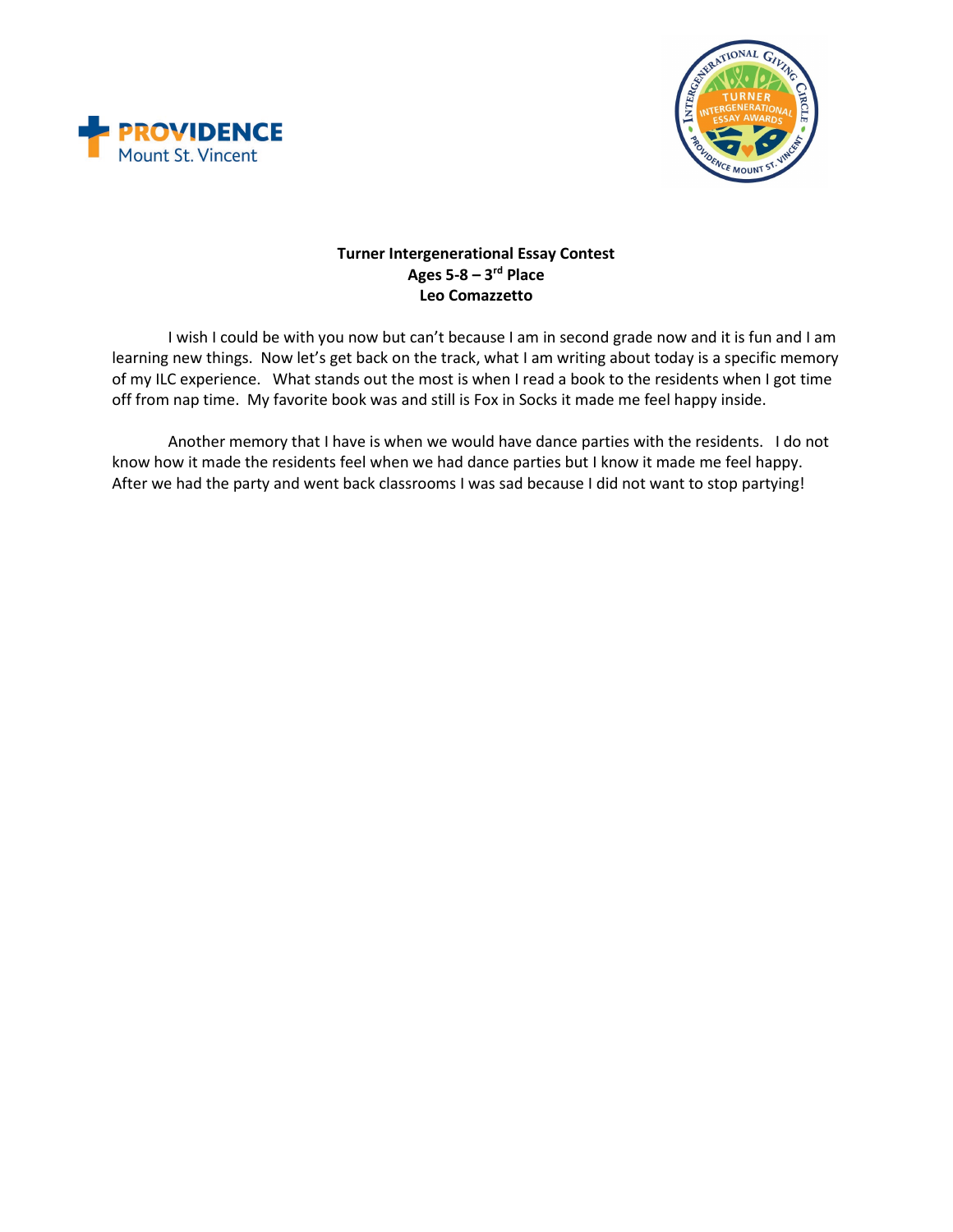**Turner Intergenerational Essay Contest**
**Ages 5-8 – 3rd Place**
**Leo Comazzetto**

I wish I could be with you now but can't because I am in second grade now and it is fun and I am learning new things. Now let's get back on the track, what I am writing about today is a specific memory of my ILC experience. What stands out the most is when I read a book to the residents when I got time off from nap time. My favorite book was and still is Fox in Socks it made me feel happy inside.

Another memory that I have is when we would have dance parties with the residents. I do not know how it made the residents feel when we had dance parties but I know it made me feel happy. After we had the party and went back classrooms I was sad because I did not want to stop partying!